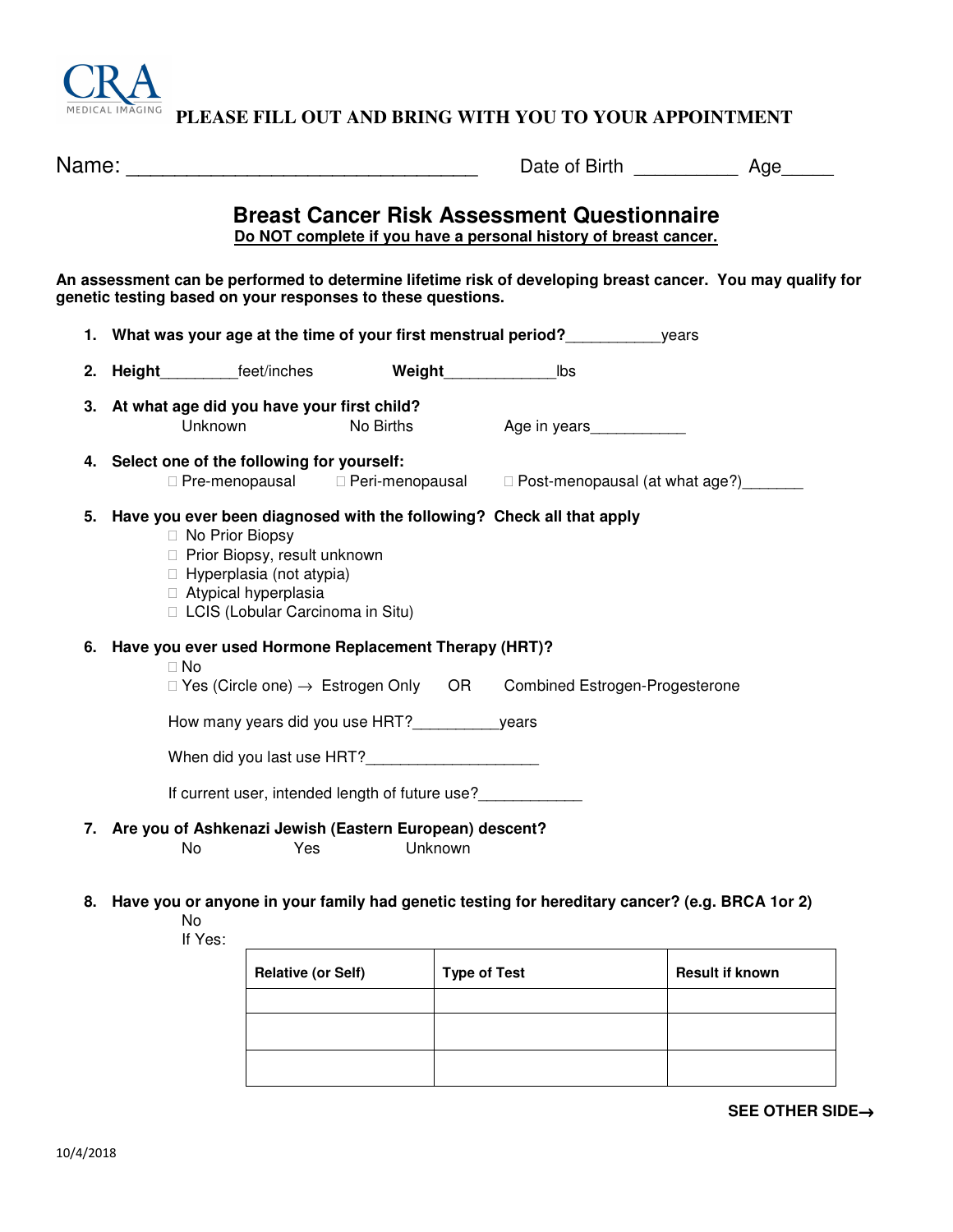CRA MEDICAL IMAGING

**PLEASE FILL OUT AND BRING WITH YOU TO YOUR APPOINTMENT**

Name: _______________________________ Date of Birth __________ Age_____

# Breast Cancer Risk Assessment Questionnaire

**Do NOT complete if you have a personal history of breast cancer.**

**An assessment can be performed to determine lifetime risk of developing breast cancer. You may qualify for genetic testing based on your responses to these questions.**

1. **What was your age at the time of your first menstrual period?**___________years

2. **Height**_________feet/inches **Weight**_____________lbs

3. **At what age did you have your first child?**
   Unknown No Births Age in years___________

4. **Select one of the following for yourself:**
   ☐ Pre-menopausal ☐ Peri-menopausal ☐ Post-menopausal (at what age?)_______

5. **Have you ever been diagnosed with the following? Check all that apply**
   - ☐ No Prior Biopsy
   - ☐ Prior Biopsy, result unknown
   - ☐ Hyperplasia (not atypia)
   - ☐ Atypical hyperplasia
   - ☐ LCIS (Lobular Carcinoma in Situ)

6. **Have you ever used Hormone Replacement Therapy (HRT)?**
   ☐ No
   ☐ Yes (Circle one) → Estrogen Only OR Combined Estrogen-Progesterone

   How many years did you use HRT?__________years

   When did you last use HRT?____________________

   If current user, intended length of future use?____________

7. **Are you of Ashkenazi Jewish (Eastern European) descent?**
   No Yes Unknown

8. **Have you or anyone in your family had genetic testing for hereditary cancer? (e.g. BRCA 1or 2)**
   No
   If Yes:

| Relative (or Self) | Type of Test | Result if known |
|---|---|---|
| | | |
| | | |
| | | |

**SEE OTHER SIDE→**

10/4/2018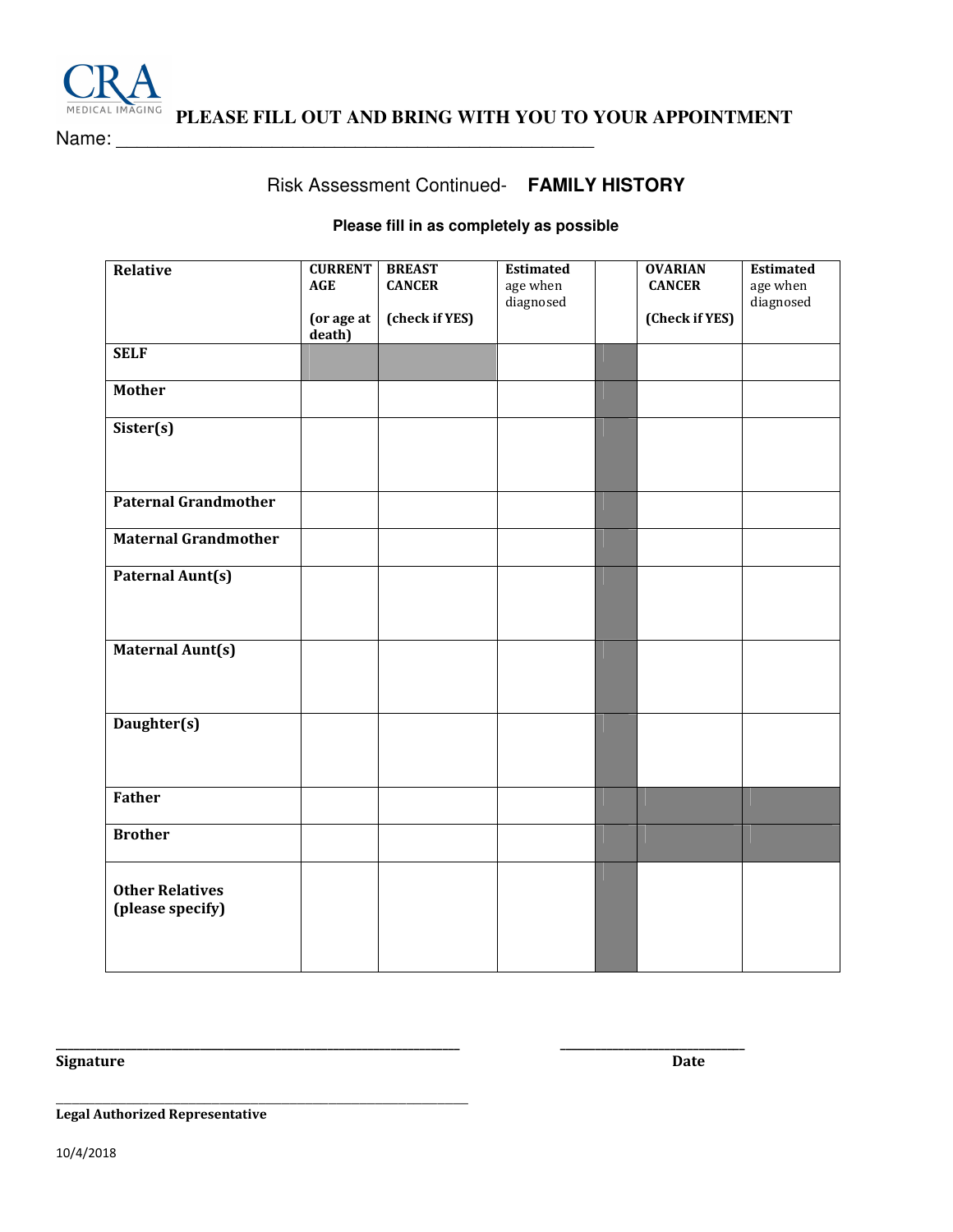CRA MEDICAL IMAGING

**PLEASE FILL OUT AND BRING WITH YOU TO YOUR APPOINTMENT**

Name: \_\_\_\_\_\_\_\_\_\_\_\_\_\_\_\_\_\_\_\_\_\_\_\_\_\_\_\_\_\_\_\_\_\_\_\_\_\_\_\_\_\_\_\_\_\_\_\_

## Risk Assessment Continued- **FAMILY HISTORY**

**Please fill in as completely as possible**

| Relative | CURRENT AGE (or age at death) | BREAST CANCER (check if YES) | Estimated age when diagnosed | | OVARIAN CANCER (Check if YES) | Estimated age when diagnosed |
|---|---|---|---|---|---|---|
| SELF | | | | | | |
| Mother | | | | | | |
| Sister(s) | | | | | | |
| Paternal Grandmother | | | | | | |
| Maternal Grandmother | | | | | | |
| Paternal Aunt(s) | | | | | | |
| Maternal Aunt(s) | | | | | | |
| Daughter(s) | | | | | | |
| Father | | | | | | |
| Brother | | | | | | |
| Other Relatives (please specify) | | | | | | |

\_\_\_\_\_\_\_\_\_\_\_\_\_\_\_\_\_\_\_\_\_\_\_\_\_\_\_\_\_\_\_\_\_\_\_\_\_\_\_\_ \_\_\_\_\_\_\_\_\_\_\_\_\_\_\_\_\_\_\_\_

**Signature** **Date**

\_\_\_\_\_\_\_\_\_\_\_\_\_\_\_\_\_\_\_\_\_\_\_\_\_\_\_\_\_\_\_\_\_\_\_\_\_\_\_\_

**Legal Authorized Representative**

10/4/2018